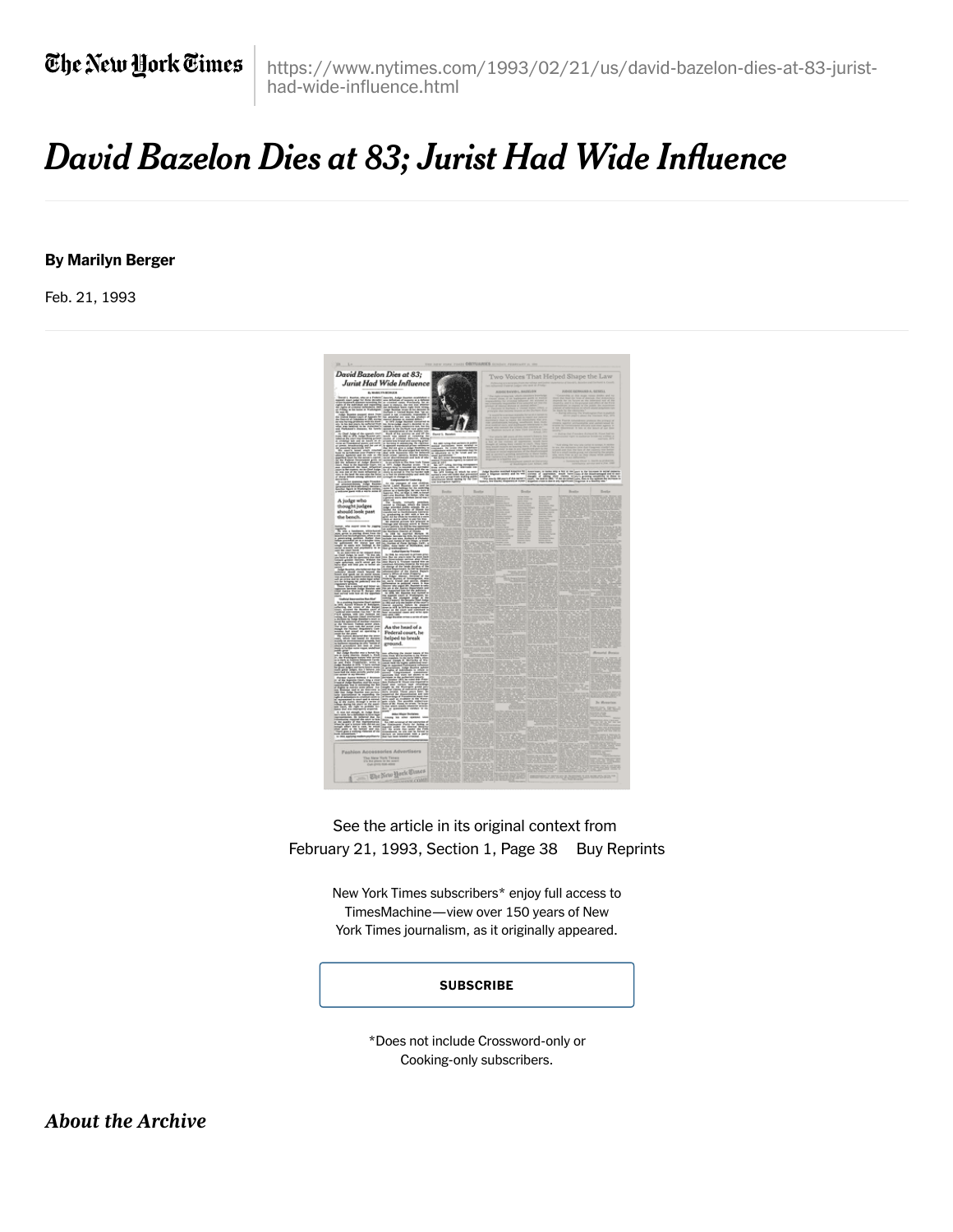https://www.nytimes.com/1993/02/21/us/david-bazelon-dies-at-83-jurist-had-wide-influence.html

# David Bazelon Dies at 83; Jurist Had Wide Influence

**By Marilyn Berger**

Feb. 21, 1993

See the article in its original context from February 21, 1993, Section 1, Page 38 Buy Reprints

New York Times subscribers* enjoy full access to TimesMachine—view over 150 years of New York Times journalism, as it originally appeared.

SUBSCRIBE

*Does not include Crossword-only or Cooking-only subscribers.

## *About the Archive*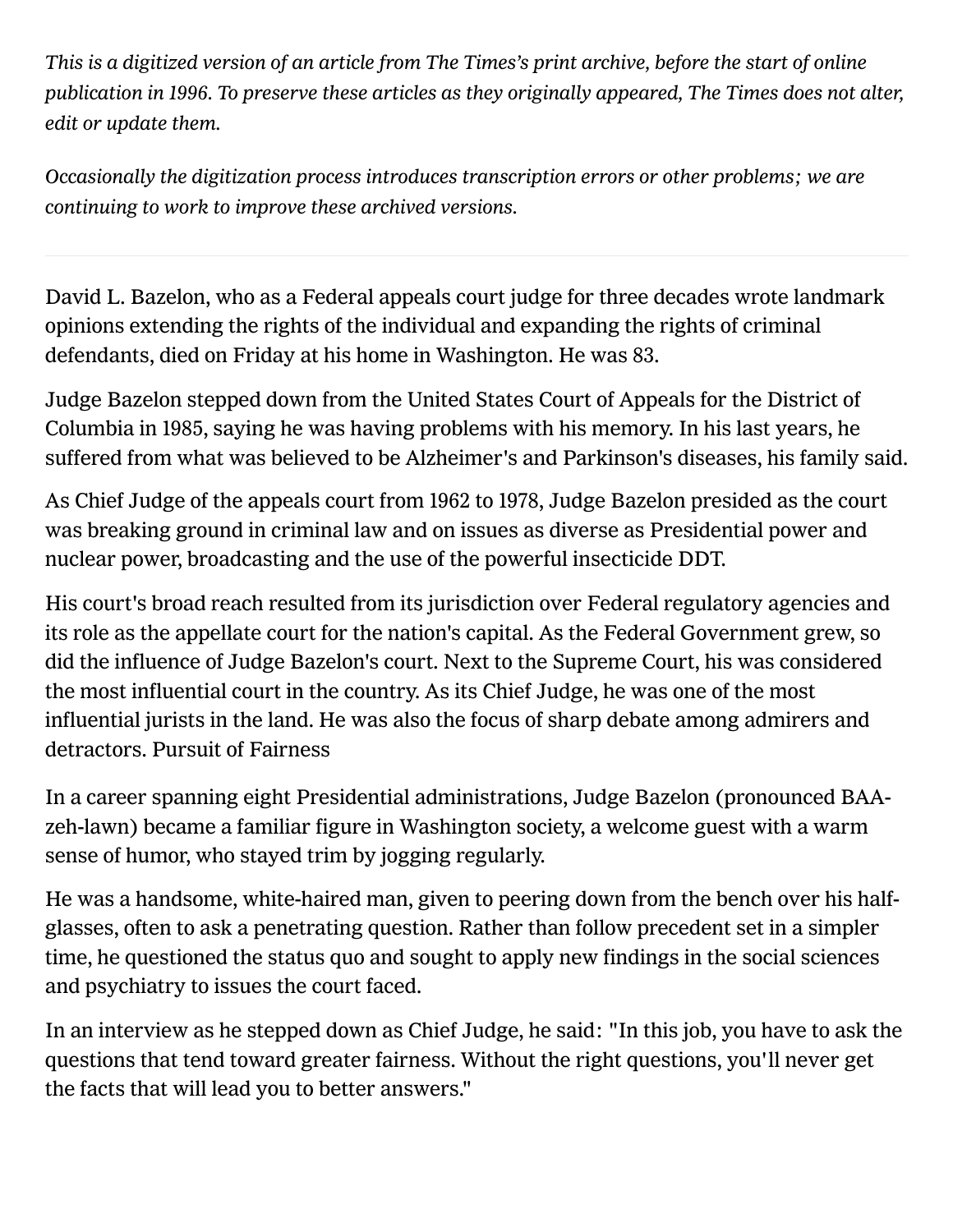*This is a digitized version of an article from The Times's print archive, before the start of online publication in 1996. To preserve these articles as they originally appeared, The Times does not alter, edit or update them.*

*Occasionally the digitization process introduces transcription errors or other problems; we are continuing to work to improve these archived versions.*

---

David L. Bazelon, who as a Federal appeals court judge for three decades wrote landmark opinions extending the rights of the individual and expanding the rights of criminal defendants, died on Friday at his home in Washington. He was 83.

Judge Bazelon stepped down from the United States Court of Appeals for the District of Columbia in 1985, saying he was having problems with his memory. In his last years, he suffered from what was believed to be Alzheimer's and Parkinson's diseases, his family said.

As Chief Judge of the appeals court from 1962 to 1978, Judge Bazelon presided as the court was breaking ground in criminal law and on issues as diverse as Presidential power and nuclear power, broadcasting and the use of the powerful insecticide DDT.

His court's broad reach resulted from its jurisdiction over Federal regulatory agencies and its role as the appellate court for the nation's capital. As the Federal Government grew, so did the influence of Judge Bazelon's court. Next to the Supreme Court, his was considered the most influential court in the country. As its Chief Judge, he was one of the most influential jurists in the land. He was also the focus of sharp debate among admirers and detractors. Pursuit of Fairness

In a career spanning eight Presidential administrations, Judge Bazelon (pronounced BAA-zeh-lawn) became a familiar figure in Washington society, a welcome guest with a warm sense of humor, who stayed trim by jogging regularly.

He was a handsome, white-haired man, given to peering down from the bench over his half-glasses, often to ask a penetrating question. Rather than follow precedent set in a simpler time, he questioned the status quo and sought to apply new findings in the social sciences and psychiatry to issues the court faced.

In an interview as he stepped down as Chief Judge, he said: "In this job, you have to ask the questions that tend toward greater fairness. Without the right questions, you'll never get the facts that will lead you to better answers."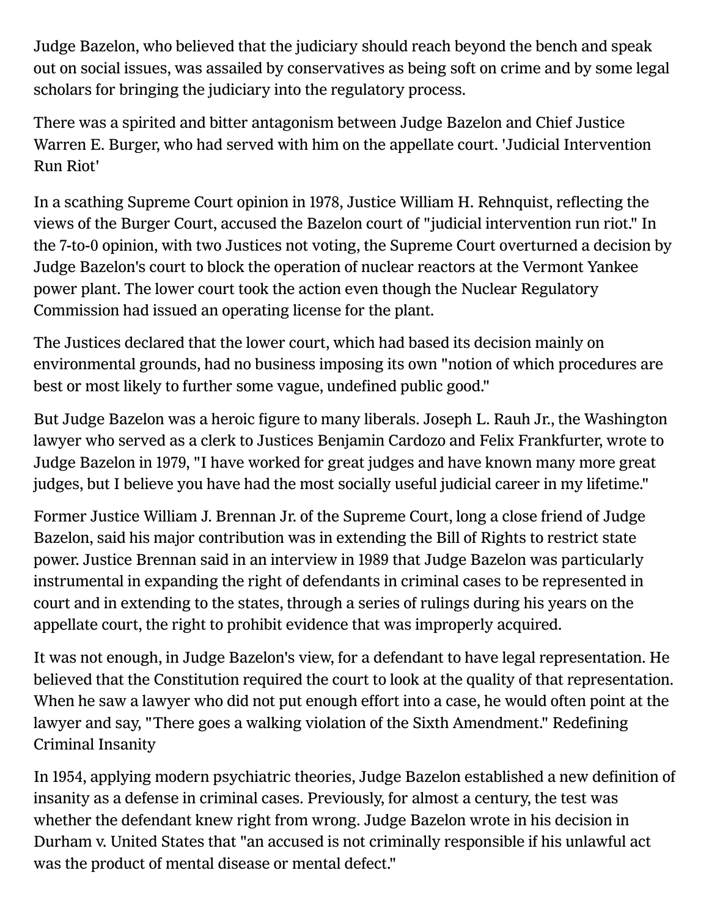Judge Bazelon, who believed that the judiciary should reach beyond the bench and speak out on social issues, was assailed by conservatives as being soft on crime and by some legal scholars for bringing the judiciary into the regulatory process.

There was a spirited and bitter antagonism between Judge Bazelon and Chief Justice Warren E. Burger, who had served with him on the appellate court.

## 'Judicial Intervention Run Riot'

In a scathing Supreme Court opinion in 1978, Justice William H. Rehnquist, reflecting the views of the Burger Court, accused the Bazelon court of "judicial intervention run riot." In the 7-to-0 opinion, with two Justices not voting, the Supreme Court overturned a decision by Judge Bazelon's court to block the operation of nuclear reactors at the Vermont Yankee power plant. The lower court took the action even though the Nuclear Regulatory Commission had issued an operating license for the plant.

The Justices declared that the lower court, which had based its decision mainly on environmental grounds, had no business imposing its own "notion of which procedures are best or most likely to further some vague, undefined public good."

But Judge Bazelon was a heroic figure to many liberals. Joseph L. Rauh Jr., the Washington lawyer who served as a clerk to Justices Benjamin Cardozo and Felix Frankfurter, wrote to Judge Bazelon in 1979, "I have worked for great judges and have known many more great judges, but I believe you have had the most socially useful judicial career in my lifetime."

Former Justice William J. Brennan Jr. of the Supreme Court, long a close friend of Judge Bazelon, said his major contribution was in extending the Bill of Rights to restrict state power. Justice Brennan said in an interview in 1989 that Judge Bazelon was particularly instrumental in expanding the right of defendants in criminal cases to be represented in court and in extending to the states, through a series of rulings during his years on the appellate court, the right to prohibit evidence that was improperly acquired.

It was not enough, in Judge Bazelon's view, for a defendant to have legal representation. He believed that the Constitution required the court to look at the quality of that representation. When he saw a lawyer who did not put enough effort into a case, he would often point at the lawyer and say, "There goes a walking violation of the Sixth Amendment."

## Redefining Criminal Insanity

In 1954, applying modern psychiatric theories, Judge Bazelon established a new definition of insanity as a defense in criminal cases. Previously, for almost a century, the test was whether the defendant knew right from wrong. Judge Bazelon wrote in his decision in Durham v. United States that "an accused is not criminally responsible if his unlawful act was the product of mental disease or mental defect."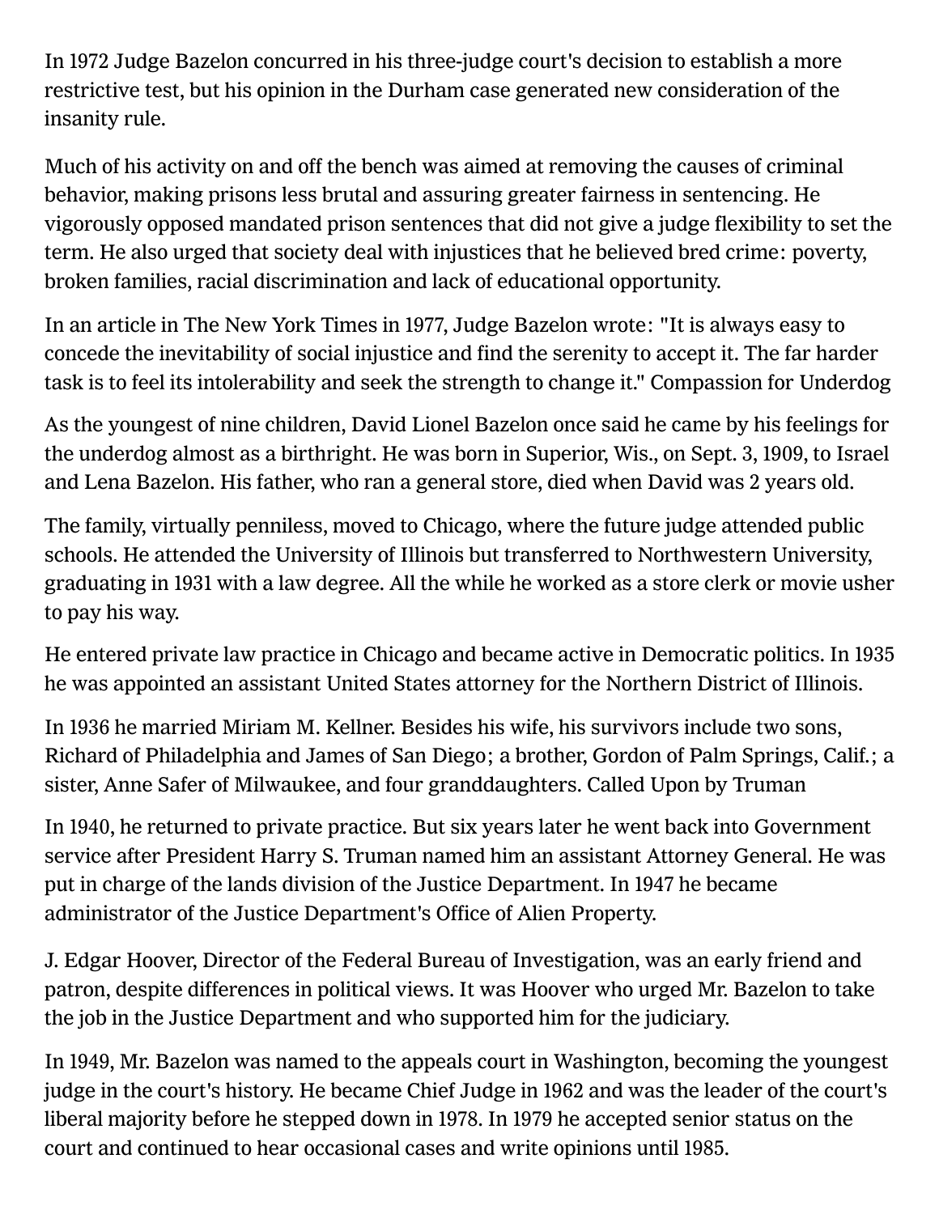In 1972 Judge Bazelon concurred in his three-judge court's decision to establish a more restrictive test, but his opinion in the Durham case generated new consideration of the insanity rule.

Much of his activity on and off the bench was aimed at removing the causes of criminal behavior, making prisons less brutal and assuring greater fairness in sentencing. He vigorously opposed mandated prison sentences that did not give a judge flexibility to set the term. He also urged that society deal with injustices that he believed bred crime: poverty, broken families, racial discrimination and lack of educational opportunity.

In an article in The New York Times in 1977, Judge Bazelon wrote: "It is always easy to concede the inevitability of social injustice and find the serenity to accept it. The far harder task is to feel its intolerability and seek the strength to change it." Compassion for Underdog

As the youngest of nine children, David Lionel Bazelon once said he came by his feelings for the underdog almost as a birthright. He was born in Superior, Wis., on Sept. 3, 1909, to Israel and Lena Bazelon. His father, who ran a general store, died when David was 2 years old.

The family, virtually penniless, moved to Chicago, where the future judge attended public schools. He attended the University of Illinois but transferred to Northwestern University, graduating in 1931 with a law degree. All the while he worked as a store clerk or movie usher to pay his way.

He entered private law practice in Chicago and became active in Democratic politics. In 1935 he was appointed an assistant United States attorney for the Northern District of Illinois.

In 1936 he married Miriam M. Kellner. Besides his wife, his survivors include two sons, Richard of Philadelphia and James of San Diego; a brother, Gordon of Palm Springs, Calif.; a sister, Anne Safer of Milwaukee, and four granddaughters. Called Upon by Truman

In 1940, he returned to private practice. But six years later he went back into Government service after President Harry S. Truman named him an assistant Attorney General. He was put in charge of the lands division of the Justice Department. In 1947 he became administrator of the Justice Department's Office of Alien Property.

J. Edgar Hoover, Director of the Federal Bureau of Investigation, was an early friend and patron, despite differences in political views. It was Hoover who urged Mr. Bazelon to take the job in the Justice Department and who supported him for the judiciary.

In 1949, Mr. Bazelon was named to the appeals court in Washington, becoming the youngest judge in the court's history. He became Chief Judge in 1962 and was the leader of the court's liberal majority before he stepped down in 1978. In 1979 he accepted senior status on the court and continued to hear occasional cases and write opinions until 1985.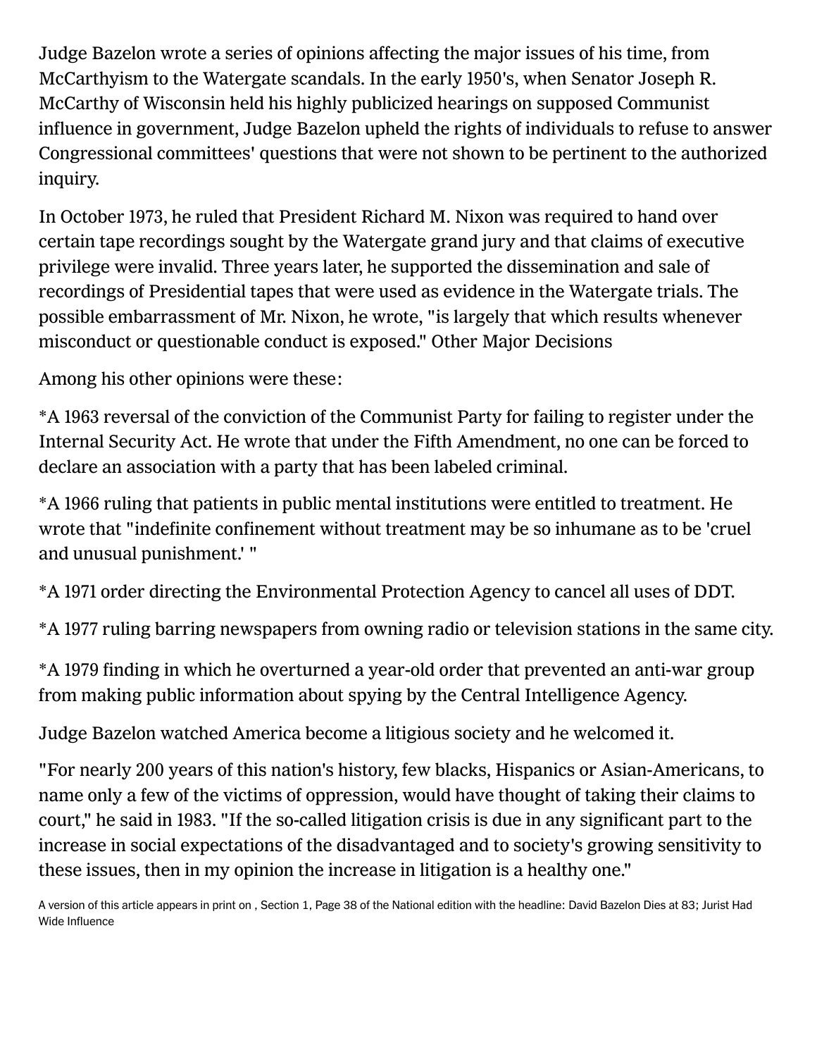Judge Bazelon wrote a series of opinions affecting the major issues of his time, from McCarthyism to the Watergate scandals. In the early 1950's, when Senator Joseph R. McCarthy of Wisconsin held his highly publicized hearings on supposed Communist influence in government, Judge Bazelon upheld the rights of individuals to refuse to answer Congressional committees' questions that were not shown to be pertinent to the authorized inquiry.

In October 1973, he ruled that President Richard M. Nixon was required to hand over certain tape recordings sought by the Watergate grand jury and that claims of executive privilege were invalid. Three years later, he supported the dissemination and sale of recordings of Presidential tapes that were used as evidence in the Watergate trials. The possible embarrassment of Mr. Nixon, he wrote, "is largely that which results whenever misconduct or questionable conduct is exposed." Other Major Decisions

Among his other opinions were these:

*A 1963 reversal of the conviction of the Communist Party for failing to register under the Internal Security Act. He wrote that under the Fifth Amendment, no one can be forced to declare an association with a party that has been labeled criminal.

*A 1966 ruling that patients in public mental institutions were entitled to treatment. He wrote that "indefinite confinement without treatment may be so inhumane as to be 'cruel and unusual punishment.' "

*A 1971 order directing the Environmental Protection Agency to cancel all uses of DDT.

*A 1977 ruling barring newspapers from owning radio or television stations in the same city.

*A 1979 finding in which he overturned a year-old order that prevented an anti-war group from making public information about spying by the Central Intelligence Agency.

Judge Bazelon watched America become a litigious society and he welcomed it.

"For nearly 200 years of this nation's history, few blacks, Hispanics or Asian-Americans, to name only a few of the victims of oppression, would have thought of taking their claims to court," he said in 1983. "If the so-called litigation crisis is due in any significant part to the increase in social expectations of the disadvantaged and to society's growing sensitivity to these issues, then in my opinion the increase in litigation is a healthy one."

A version of this article appears in print on , Section 1, Page 38 of the National edition with the headline: David Bazelon Dies at 83; Jurist Had Wide Influence